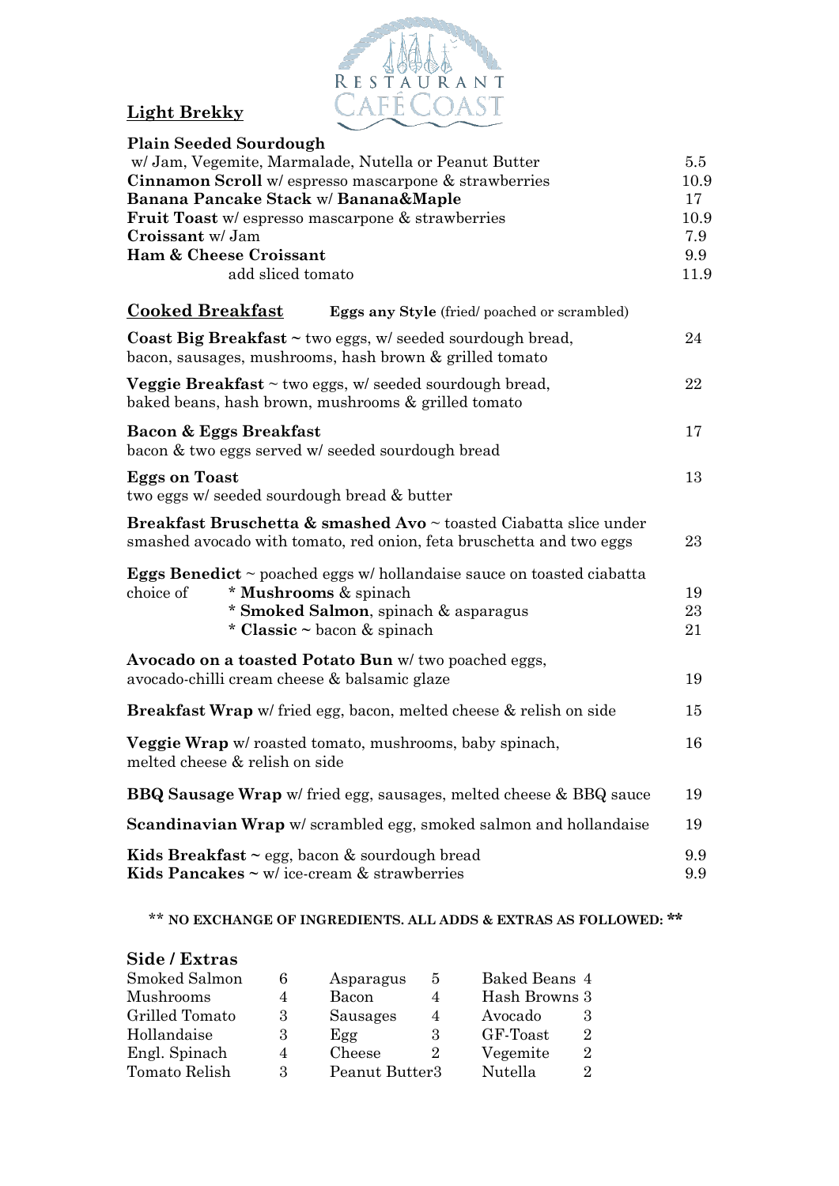RESTAURANT CAFÉ COAST

## Light Brekky

| | |
|---|---|
| **Plain Seeded Sourdough** w/ Jam, Vegemite, Marmalade, Nutella or Peanut Butter | 5.5 |
| **Cinnamon Scroll** w/ espresso mascarpone & strawberries | 10.9 |
| **Banana Pancake Stack** w/ **Banana&Maple** | 17 |
| **Fruit Toast** w/ espresso mascarpone & strawberries | 10.9 |
| **Croissant** w/ Jam | 7.9 |
| **Ham & Cheese Croissant** | 9.9 |
| add sliced tomato | 11.9 |

## Cooked Breakfast

**Eggs any Style** (fried/ poached or scrambled)

| | |
|---|---|
| **Coast Big Breakfast** ~ two eggs, w/ seeded sourdough bread, bacon, sausages, mushrooms, hash brown & grilled tomato | 24 |
| **Veggie Breakfast** ~ two eggs, w/ seeded sourdough bread, baked beans, hash brown, mushrooms & grilled tomato | 22 |
| **Bacon & Eggs Breakfast** bacon & two eggs served w/ seeded sourdough bread | 17 |
| **Eggs on Toast** two eggs w/ seeded sourdough bread & butter | 13 |
| **Breakfast Bruschetta & smashed Avo** ~ toasted Ciabatta slice under smashed avocado with tomato, red onion, feta bruschetta and two eggs | 23 |
| **Eggs Benedict** ~ poached eggs w/ hollandaise sauce on toasted ciabatta | |
| choice of * **Mushrooms** & spinach | 19 |
| * **Smoked Salmon**, spinach & asparagus | 23 |
| * **Classic** ~ bacon & spinach | 21 |
| **Avocado on a toasted Potato Bun** w/ two poached eggs, avocado-chilli cream cheese & balsamic glaze | 19 |
| **Breakfast Wrap** w/ fried egg, bacon, melted cheese & relish on side | 15 |
| **Veggie Wrap** w/ roasted tomato, mushrooms, baby spinach, melted cheese & relish on side | 16 |
| **BBQ Sausage Wrap** w/ fried egg, sausages, melted cheese & BBQ sauce | 19 |
| **Scandinavian Wrap** w/ scrambled egg, smoked salmon and hollandaise | 19 |
| **Kids Breakfast** ~ egg, bacon & sourdough bread | 9.9 |
| **Kids Pancakes** ~ w/ ice-cream & strawberries | 9.9 |

**\*\* NO EXCHANGE OF INGREDIENTS. ALL ADDS & EXTRAS AS FOLLOWED: \*\***

### Side / Extras

| | | | | | |
|---|---|---|---|---|---|
| Smoked Salmon | 6 | Asparagus | 5 | Baked Beans | 4 |
| Mushrooms | 4 | Bacon | 4 | Hash Browns | 3 |
| Grilled Tomato | 3 | Sausages | 4 | Avocado | 3 |
| Hollandaise | 3 | Egg | 3 | GF-Toast | 2 |
| Engl. Spinach | 4 | Cheese | 2 | Vegemite | 2 |
| Tomato Relish | 3 | Peanut Butter | 3 | Nutella | 2 |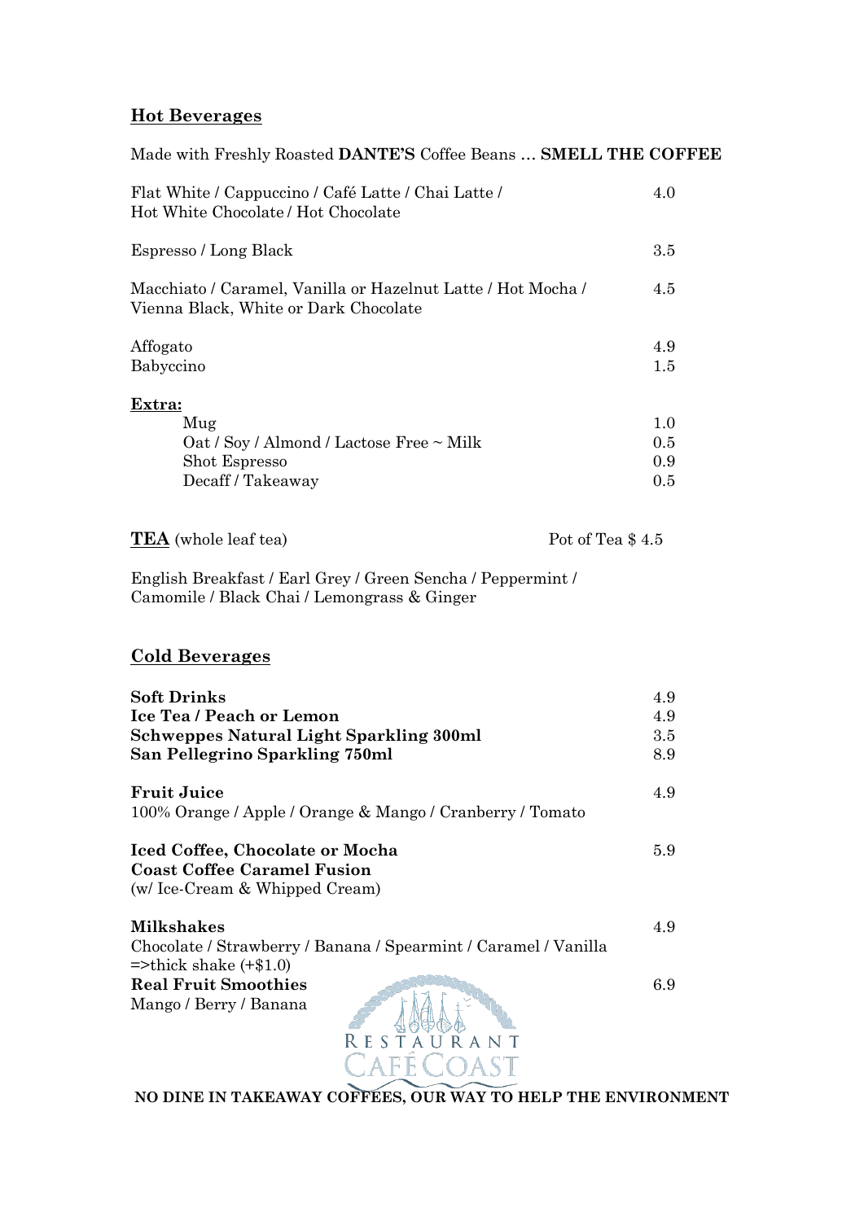## Hot Beverages

Made with Freshly Roasted **DANTE'S** Coffee Beans … **SMELL THE COFFEE**

| | |
|---|---|
| Flat White / Cappuccino / Café Latte / Chai Latte / Hot White Chocolate / Hot Chocolate | 4.0 |
| Espresso / Long Black | 3.5 |
| Macchiato / Caramel, Vanilla or Hazelnut Latte / Hot Mocha / Vienna Black, White or Dark Chocolate | 4.5 |
| Affogato | 4.9 |
| Babyccino | 1.5 |

**Extra:**

| | |
|---|---|
| Mug | 1.0 |
| Oat / Soy / Almond / Lactose Free ~ Milk | 0.5 |
| Shot Espresso | 0.9 |
| Decaff / Takeaway | 0.5 |

**TEA** (whole leaf tea) — Pot of Tea $ 4.5

English Breakfast / Earl Grey / Green Sencha / Peppermint / Camomile / Black Chai / Lemongrass & Ginger

## Cold Beverages

| | |
|---|---|
| **Soft Drinks** | 4.9 |
| **Ice Tea / Peach or Lemon** | 4.9 |
| **Schweppes Natural Light Sparkling 300ml** | 3.5 |
| **San Pellegrino Sparkling 750ml** | 8.9 |

**Fruit Juice** — 4.9
100% Orange / Apple / Orange & Mango / Cranberry / Tomato

**Iced Coffee, Chocolate or Mocha** — 5.9
**Coast Coffee Caramel Fusion**
(w/ Ice-Cream & Whipped Cream)

**Milkshakes** — 4.9
Chocolate / Strawberry / Banana / Spearmint / Caramel / Vanilla
=>thick shake (+$1.0)

**Real Fruit Smoothies** — 6.9
Mango / Berry / Banana

RESTAURANT CAFÉ COAST

**NO DINE IN TAKEAWAY COFFEES, OUR WAY TO HELP THE ENVIRONMENT**